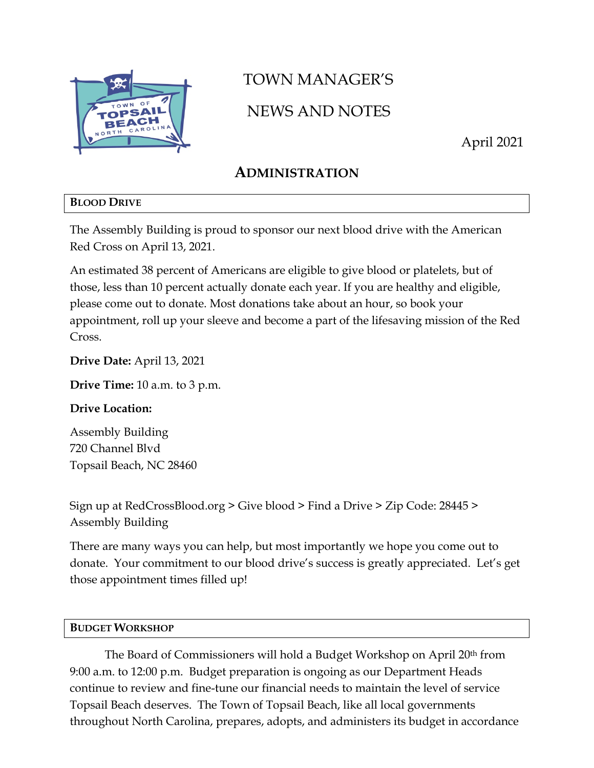# TOWN MANAGER'S

# NEWS AND NOTES

April 2021

## ADMINISTRATION

### BLOOD DRIVE

The Assembly Building is proud to sponsor our next blood drive with the American Red Cross on April 13, 2021.

An estimated 38 percent of Americans are eligible to give blood or platelets, but of those, less than 10 percent actually donate each year. If you are healthy and eligible, please come out to donate. Most donations take about an hour, so book your appointment, roll up your sleeve and become a part of the lifesaving mission of the Red Cross.

**Drive Date:** April 13, 2021

**Drive Time:** 10 a.m. to 3 p.m.

**Drive Location:**

Assembly Building
720 Channel Blvd
Topsail Beach, NC 28460

Sign up at RedCrossBlood.org > Give blood > Find a Drive > Zip Code: 28445 > Assembly Building

There are many ways you can help, but most importantly we hope you come out to donate. Your commitment to our blood drive's success is greatly appreciated. Let's get those appointment times filled up!

### BUDGET WORKSHOP

The Board of Commissioners will hold a Budget Workshop on April 20th from 9:00 a.m. to 12:00 p.m. Budget preparation is ongoing as our Department Heads continue to review and fine-tune our financial needs to maintain the level of service Topsail Beach deserves. The Town of Topsail Beach, like all local governments throughout North Carolina, prepares, adopts, and administers its budget in accordance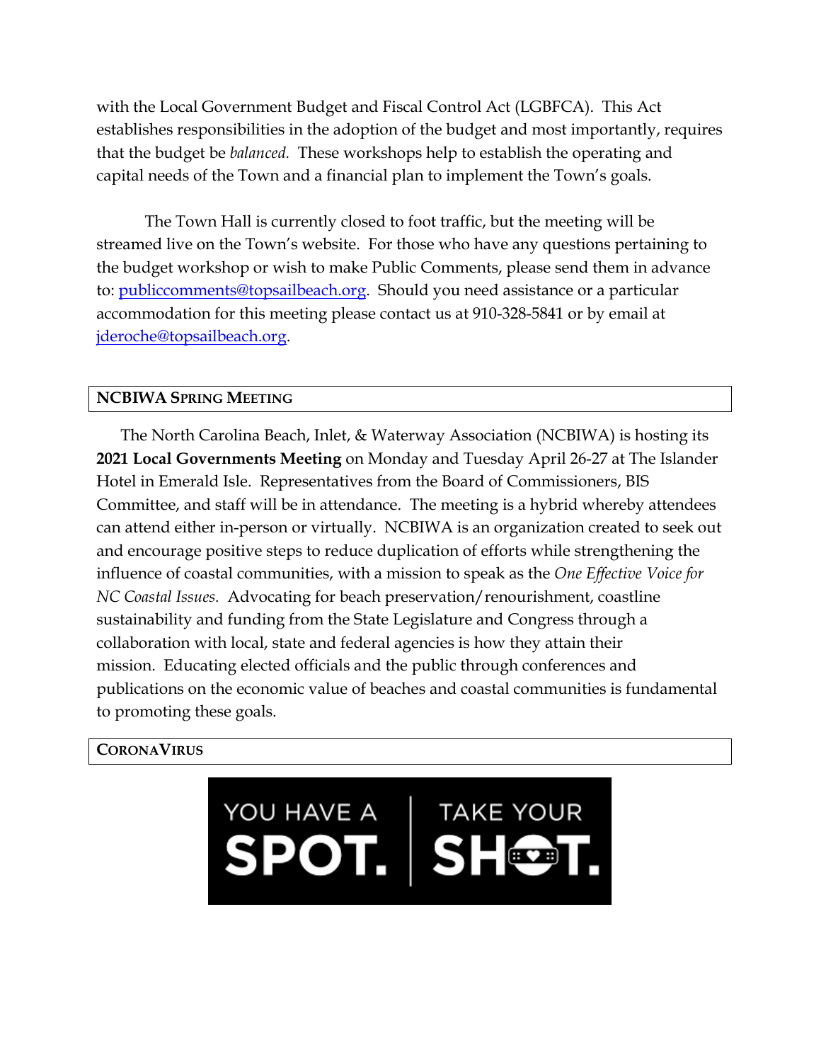with the Local Government Budget and Fiscal Control Act (LGBFCA). This Act establishes responsibilities in the adoption of the budget and most importantly, requires that the budget be *balanced.* These workshops help to establish the operating and capital needs of the Town and a financial plan to implement the Town's goals.

The Town Hall is currently closed to foot traffic, but the meeting will be streamed live on the Town's website. For those who have any questions pertaining to the budget workshop or wish to make Public Comments, please send them in advance to: publiccomments@topsailbeach.org. Should you need assistance or a particular accommodation for this meeting please contact us at 910-328-5841 or by email at jderoche@topsailbeach.org.

## NCBIWA Spring Meeting

The North Carolina Beach, Inlet, & Waterway Association (NCBIWA) is hosting its **2021 Local Governments Meeting** on Monday and Tuesday April 26-27 at The Islander Hotel in Emerald Isle. Representatives from the Board of Commissioners, BIS Committee, and staff will be in attendance. The meeting is a hybrid whereby attendees can attend either in-person or virtually. NCBIWA is an organization created to seek out and encourage positive steps to reduce duplication of efforts while strengthening the influence of coastal communities, with a mission to speak as the *One Effective Voice for NC Coastal Issues.* Advocating for beach preservation/renourishment, coastline sustainability and funding from the State Legislature and Congress through a collaboration with local, state and federal agencies is how they attain their mission. Educating elected officials and the public through conferences and publications on the economic value of beaches and coastal communities is fundamental to promoting these goals.

## CoronaVirus

YOU HAVE A **SPOT.** | TAKE YOUR **SHOT.**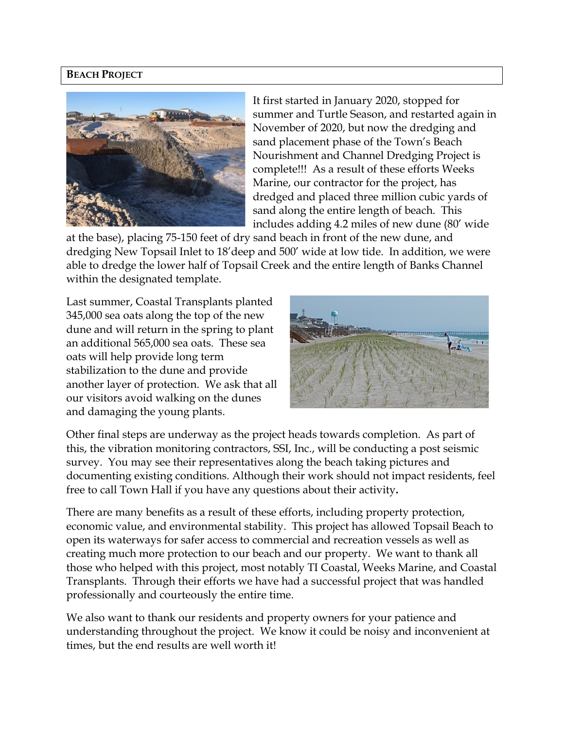## BEACH PROJECT

It first started in January 2020, stopped for summer and Turtle Season, and restarted again in November of 2020, but now the dredging and sand placement phase of the Town's Beach Nourishment and Channel Dredging Project is complete!!! As a result of these efforts Weeks Marine, our contractor for the project, has dredged and placed three million cubic yards of sand along the entire length of beach. This includes adding 4.2 miles of new dune (80' wide at the base), placing 75-150 feet of dry sand beach in front of the new dune, and dredging New Topsail Inlet to 18'deep and 500' wide at low tide. In addition, we were able to dredge the lower half of Topsail Creek and the entire length of Banks Channel within the designated template.

Last summer, Coastal Transplants planted 345,000 sea oats along the top of the new dune and will return in the spring to plant an additional 565,000 sea oats. These sea oats will help provide long term stabilization to the dune and provide another layer of protection. We ask that all our visitors avoid walking on the dunes and damaging the young plants.

Other final steps are underway as the project heads towards completion. As part of this, the vibration monitoring contractors, SSI, Inc., will be conducting a post seismic survey. You may see their representatives along the beach taking pictures and documenting existing conditions. Although their work should not impact residents, feel free to call Town Hall if you have any questions about their activity**.**

There are many benefits as a result of these efforts, including property protection, economic value, and environmental stability. This project has allowed Topsail Beach to open its waterways for safer access to commercial and recreation vessels as well as creating much more protection to our beach and our property. We want to thank all those who helped with this project, most notably TI Coastal, Weeks Marine, and Coastal Transplants. Through their efforts we have had a successful project that was handled professionally and courteously the entire time.

We also want to thank our residents and property owners for your patience and understanding throughout the project. We know it could be noisy and inconvenient at times, but the end results are well worth it!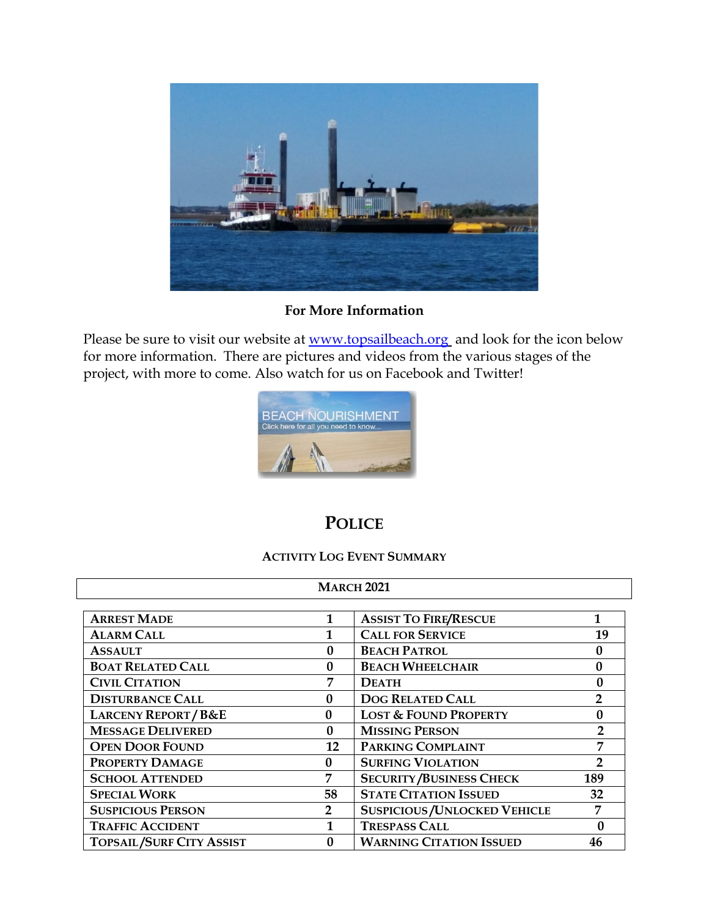**For More Information**

Please be sure to visit our website at www.topsailbeach.org and look for the icon below for more information. There are pictures and videos from the various stages of the project, with more to come. Also watch for us on Facebook and Twitter!

# POLICE

### ACTIVITY LOG EVENT SUMMARY

**MARCH 2021**

| | | | |
|---|---|---|---|
| **ARREST MADE** | 1 | **ASSIST TO FIRE/RESCUE** | 1 |
| **ALARM CALL** | 1 | **CALL FOR SERVICE** | 19 |
| **ASSAULT** | 0 | **BEACH PATROL** | 0 |
| **BOAT RELATED CALL** | 0 | **BEACH WHEELCHAIR** | 0 |
| **CIVIL CITATION** | 7 | **DEATH** | 0 |
| **DISTURBANCE CALL** | 0 | **DOG RELATED CALL** | 2 |
| **LARCENY REPORT / B&E** | 0 | **LOST & FOUND PROPERTY** | 0 |
| **MESSAGE DELIVERED** | 0 | **MISSING PERSON** | 2 |
| **OPEN DOOR FOUND** | 12 | **PARKING COMPLAINT** | 7 |
| **PROPERTY DAMAGE** | 0 | **SURFING VIOLATION** | 2 |
| **SCHOOL ATTENDED** | 7 | **SECURITY /BUSINESS CHECK** | 189 |
| **SPECIAL WORK** | 58 | **STATE CITATION ISSUED** | 32 |
| **SUSPICIOUS PERSON** | 2 | **SUSPICIOUS /UNLOCKED VEHICLE** | 7 |
| **TRAFFIC ACCIDENT** | 1 | **TRESPASS CALL** | 0 |
| **TOPSAIL /SURF CITY ASSIST** | 0 | **WARNING CITATION ISSUED** | 46 |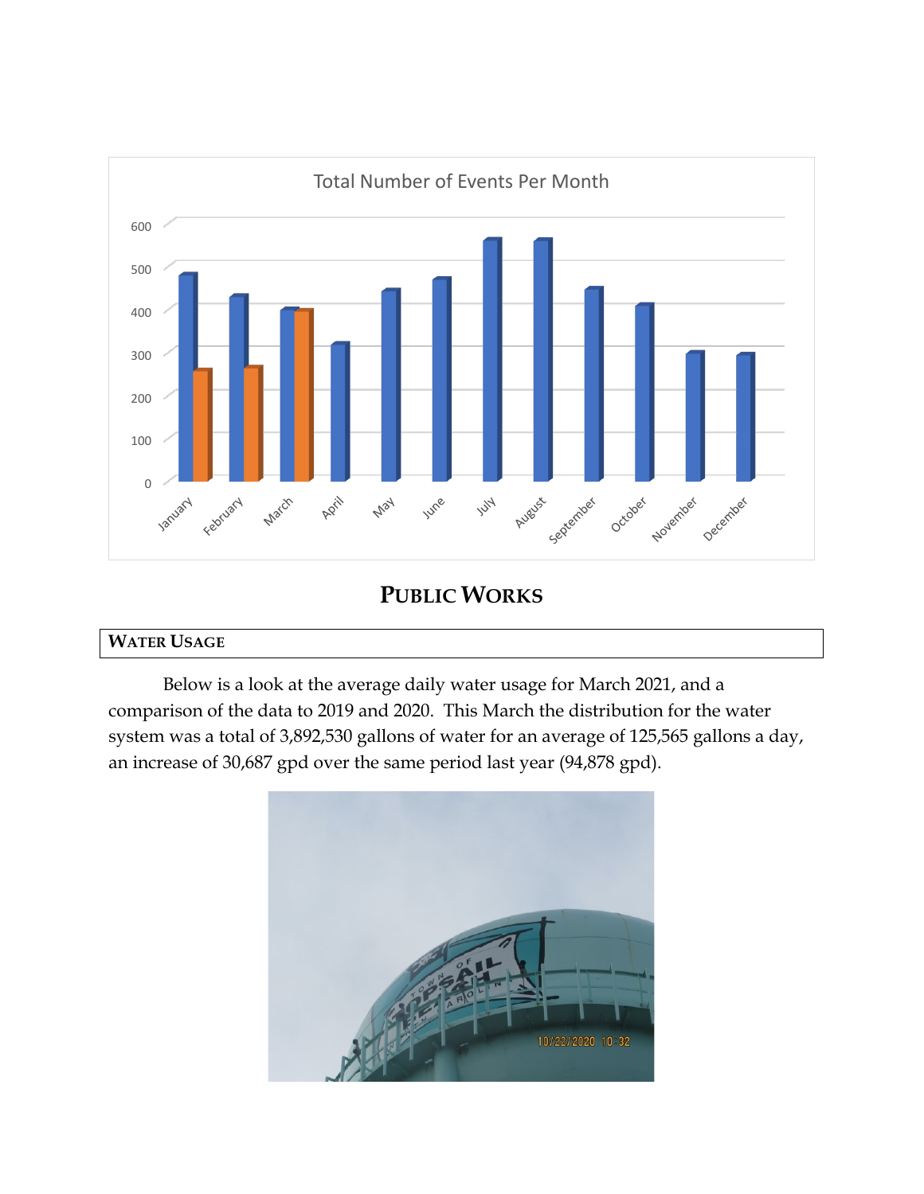Total Number of Events Per Month

# PUBLIC WORKS

## WATER USAGE

Below is a look at the average daily water usage for March 2021, and a comparison of the data to 2019 and 2020. This March the distribution for the water system was a total of 3,892,530 gallons of water for an average of 125,565 gallons a day, an increase of 30,687 gpd over the same period last year (94,878 gpd).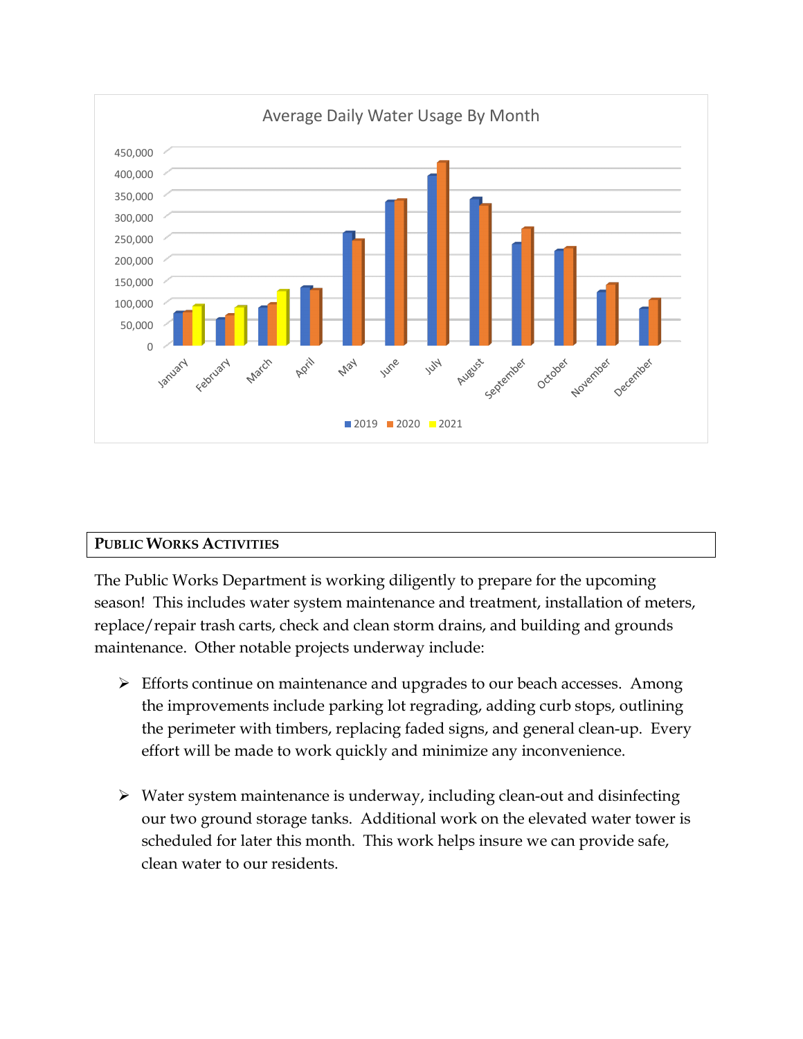Average Daily Water Usage By Month

## PUBLIC WORKS ACTIVITIES

The Public Works Department is working diligently to prepare for the upcoming season! This includes water system maintenance and treatment, installation of meters, replace/repair trash carts, check and clean storm drains, and building and grounds maintenance. Other notable projects underway include:

- Efforts continue on maintenance and upgrades to our beach accesses. Among the improvements include parking lot regrading, adding curb stops, outlining the perimeter with timbers, replacing faded signs, and general clean-up. Every effort will be made to work quickly and minimize any inconvenience.

- Water system maintenance is underway, including clean-out and disinfecting our two ground storage tanks. Additional work on the elevated water tower is scheduled for later this month. This work helps insure we can provide safe, clean water to our residents.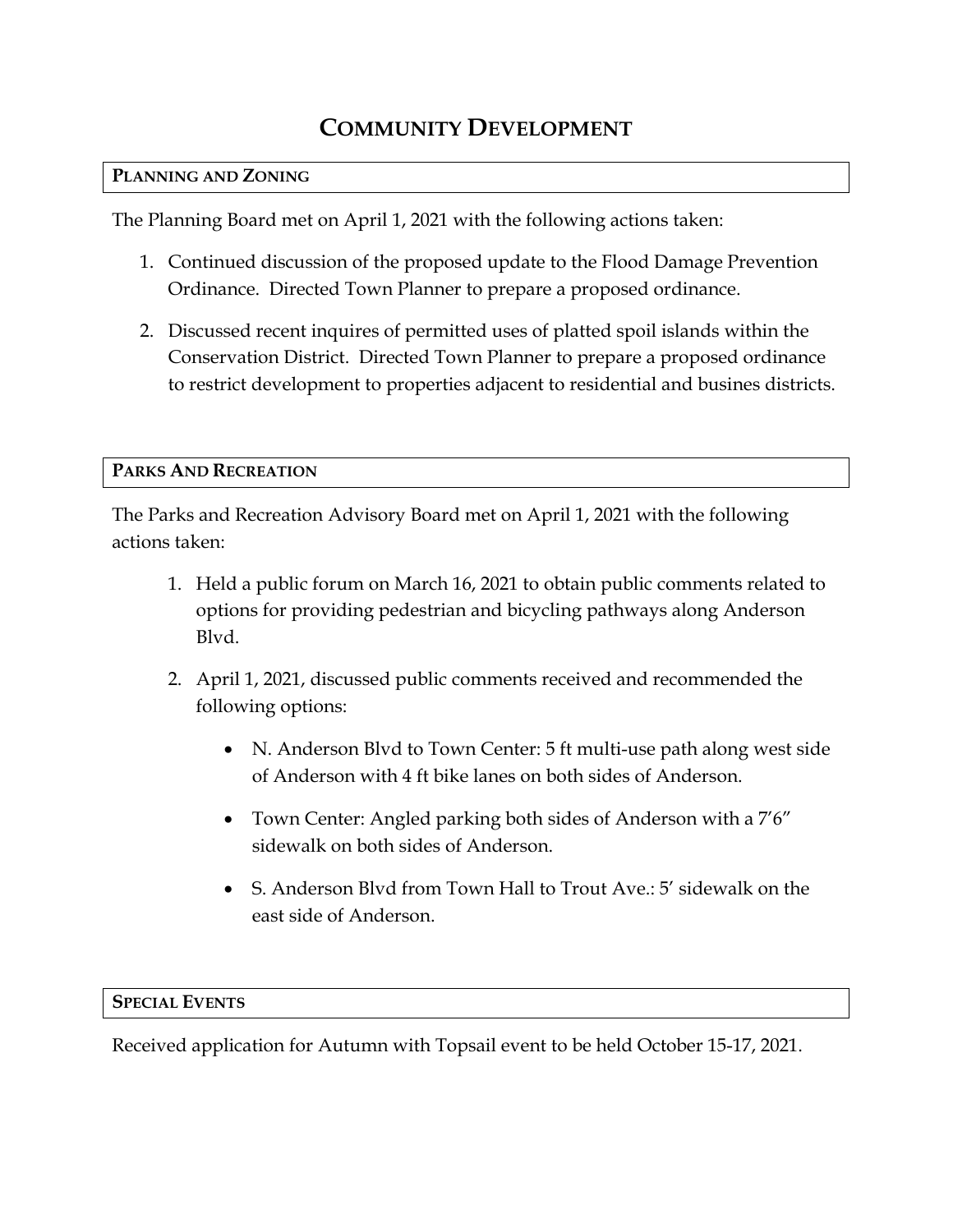# COMMUNITY DEVELOPMENT

## PLANNING AND ZONING

The Planning Board met on April 1, 2021 with the following actions taken:

1. Continued discussion of the proposed update to the Flood Damage Prevention Ordinance. Directed Town Planner to prepare a proposed ordinance.
2. Discussed recent inquires of permitted uses of platted spoil islands within the Conservation District. Directed Town Planner to prepare a proposed ordinance to restrict development to properties adjacent to residential and busines districts.

## PARKS AND RECREATION

The Parks and Recreation Advisory Board met on April 1, 2021 with the following actions taken:

1. Held a public forum on March 16, 2021 to obtain public comments related to options for providing pedestrian and bicycling pathways along Anderson Blvd.
2. April 1, 2021, discussed public comments received and recommended the following options:
   - N. Anderson Blvd to Town Center: 5 ft multi-use path along west side of Anderson with 4 ft bike lanes on both sides of Anderson.
   - Town Center: Angled parking both sides of Anderson with a 7'6" sidewalk on both sides of Anderson.
   - S. Anderson Blvd from Town Hall to Trout Ave.: 5' sidewalk on the east side of Anderson.

## SPECIAL EVENTS

Received application for Autumn with Topsail event to be held October 15-17, 2021.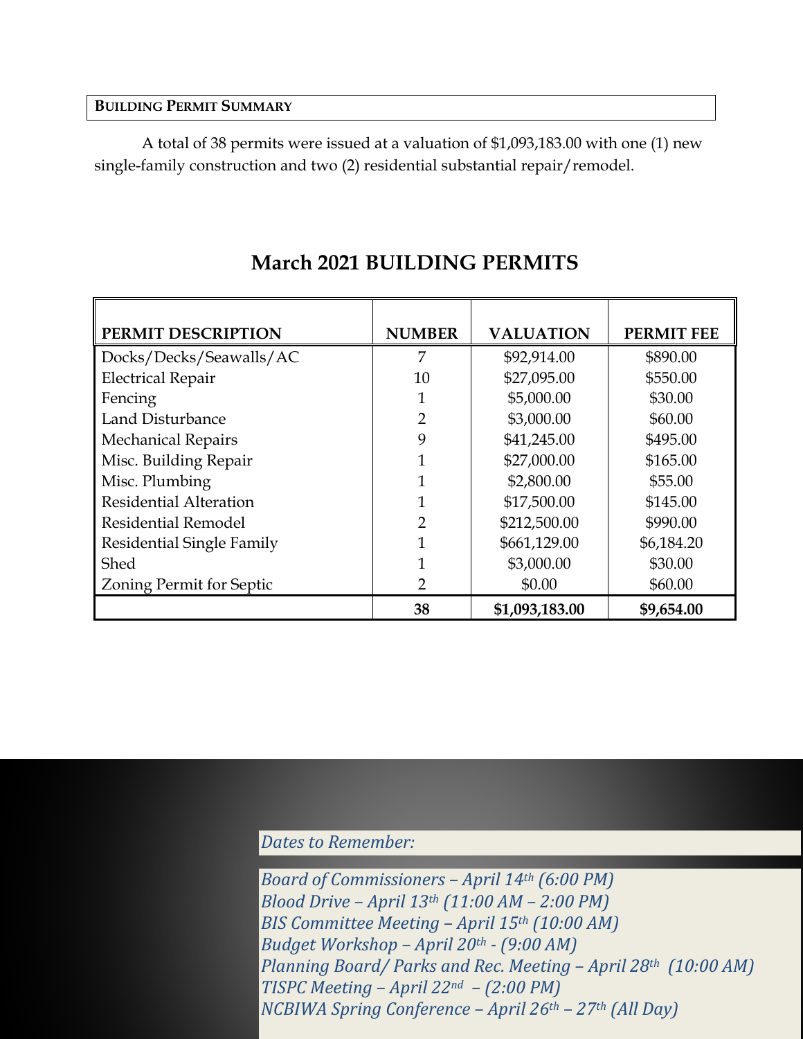**BUILDING PERMIT SUMMARY**

A total of 38 permits were issued at a valuation of $1,093,183.00 with one (1) new single-family construction and two (2) residential substantial repair/remodel.

## March 2021 BUILDING PERMITS

| PERMIT DESCRIPTION | NUMBER | VALUATION | PERMIT FEE |
|---|---|---|---|
| Docks/Decks/Seawalls/AC | 7 | $92,914.00 | $890.00 |
| Electrical Repair | 10 | $27,095.00 | $550.00 |
| Fencing | 1 | $5,000.00 | $30.00 |
| Land Disturbance | 2 | $3,000.00 | $60.00 |
| Mechanical Repairs | 9 | $41,245.00 | $495.00 |
| Misc. Building Repair | 1 | $27,000.00 | $165.00 |
| Misc. Plumbing | 1 | $2,800.00 | $55.00 |
| Residential Alteration | 1 | $17,500.00 | $145.00 |
| Residential Remodel | 2 | $212,500.00 | $990.00 |
| Residential Single Family | 1 | $661,129.00 | $6,184.20 |
| Shed | 1 | $3,000.00 | $30.00 |
| Zoning Permit for Septic | 2 | $0.00 | $60.00 |
| | **38** | **$1,093,183.00** | **$9,654.00** |

*Dates to Remember:*

*Board of Commissioners – April 14th (6:00 PM)*
*Blood Drive – April 13th (11:00 AM – 2:00 PM)*
*BIS Committee Meeting – April 15th (10:00 AM)*
*Budget Workshop – April 20th - (9:00 AM)*
*Planning Board/ Parks and Rec. Meeting – April 28th (10:00 AM)*
*TISPC Meeting – April 22nd – (2:00 PM)*
*NCBIWA Spring Conference – April 26th – 27th (All Day)*